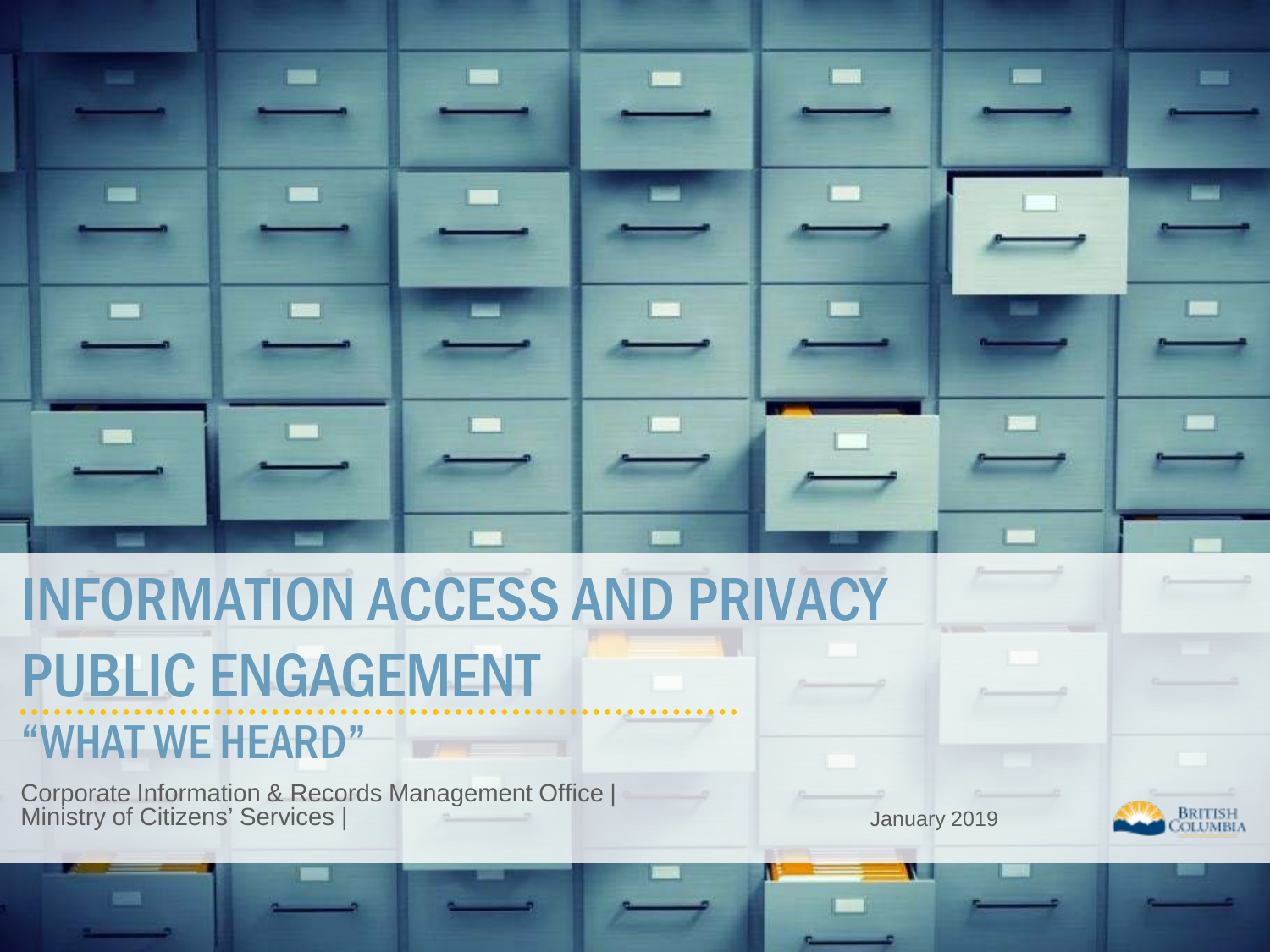# INFORMATION ACCESS AND PRIVACY PUBLIC ENGAGEMENT

## "WHAT WE HEARD"

Corporate Information & Records Management Office |
Ministry of Citizens' Services |

January 2019

BRITISH COLUMBIA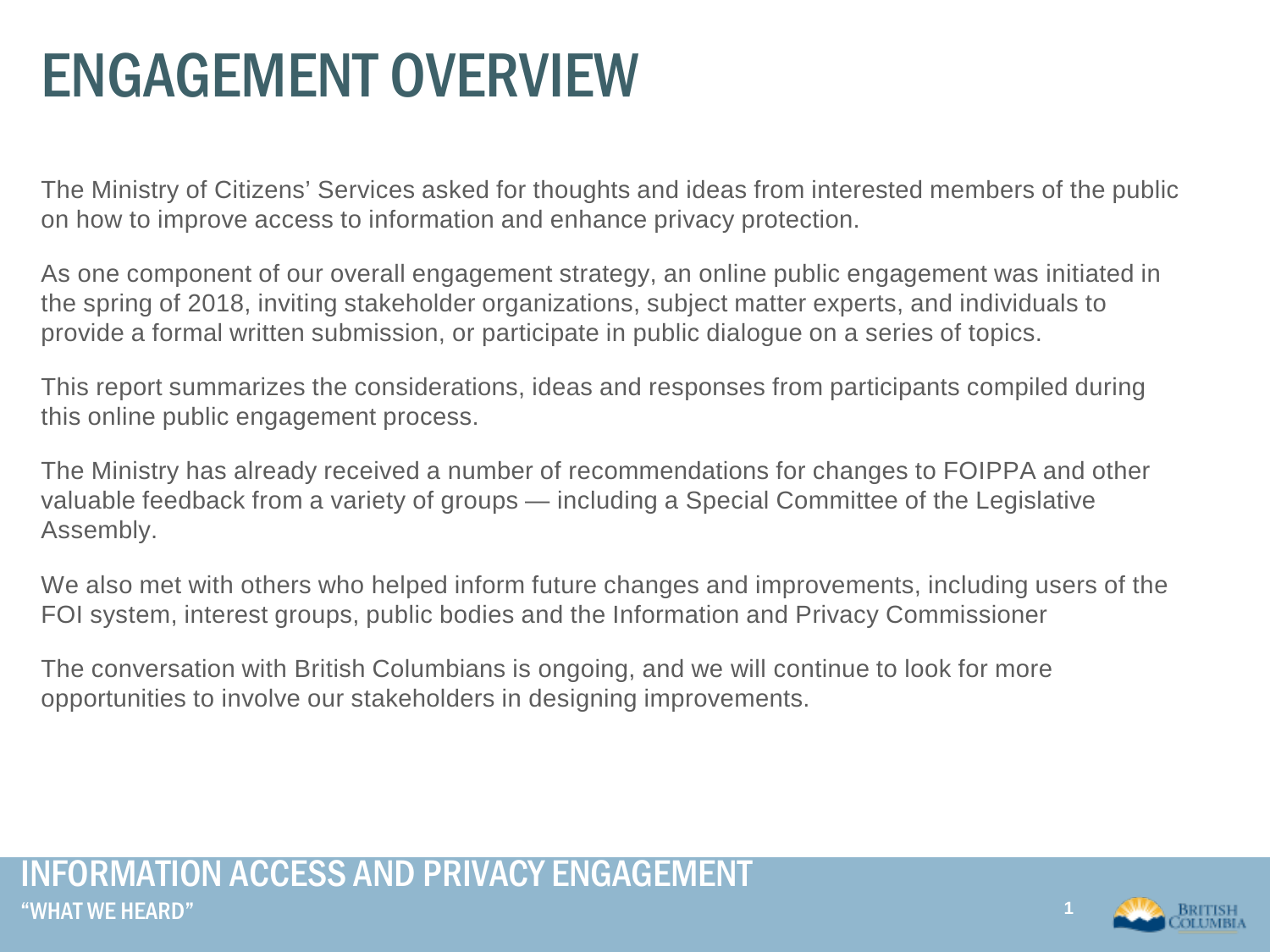# ENGAGEMENT OVERVIEW

The Ministry of Citizens' Services asked for thoughts and ideas from interested members of the public on how to improve access to information and enhance privacy protection.

As one component of our overall engagement strategy, an online public engagement was initiated in the spring of 2018, inviting stakeholder organizations, subject matter experts, and individuals to provide a formal written submission, or participate in public dialogue on a series of topics.

This report summarizes the considerations, ideas and responses from participants compiled during this online public engagement process.

The Ministry has already received a number of recommendations for changes to FOIPPA and other valuable feedback from a variety of groups — including a Special Committee of the Legislative Assembly.

We also met with others who helped inform future changes and improvements, including users of the FOI system, interest groups, public bodies and the Information and Privacy Commissioner

The conversation with British Columbians is ongoing, and we will continue to look for more opportunities to involve our stakeholders in designing improvements.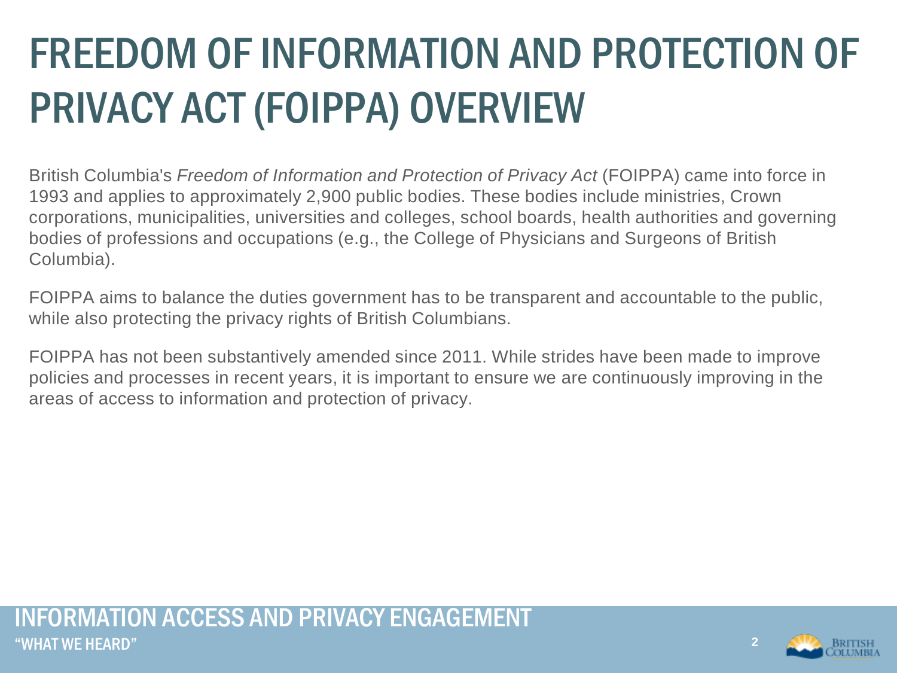# FREEDOM OF INFORMATION AND PROTECTION OF PRIVACY ACT (FOIPPA) OVERVIEW

British Columbia's *Freedom of Information and Protection of Privacy Act* (FOIPPA) came into force in 1993 and applies to approximately 2,900 public bodies. These bodies include ministries, Crown corporations, municipalities, universities and colleges, school boards, health authorities and governing bodies of professions and occupations (e.g., the College of Physicians and Surgeons of British Columbia).

FOIPPA aims to balance the duties government has to be transparent and accountable to the public, while also protecting the privacy rights of British Columbians.

FOIPPA has not been substantively amended since 2011. While strides have been made to improve policies and processes in recent years, it is important to ensure we are continuously improving in the areas of access to information and protection of privacy.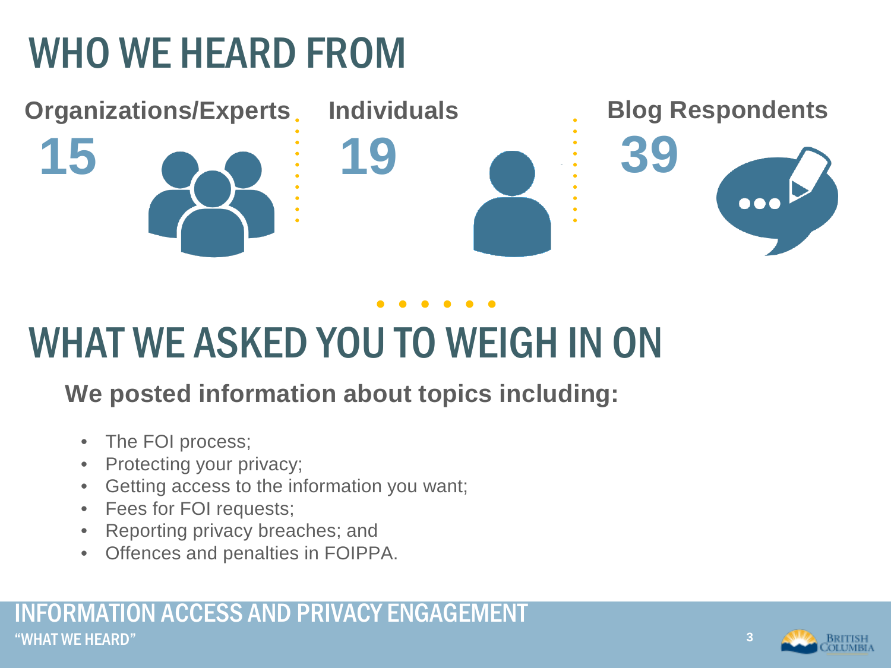# WHO WE HEARD FROM

**Organizations/Experts**

**15**

**Individuals**

**19**

**Blog Respondents**

**39**

# WHAT WE ASKED YOU TO WEIGH IN ON

**We posted information about topics including:**

- The FOI process;
- Protecting your privacy;
- Getting access to the information you want;
- Fees for FOI requests;
- Reporting privacy breaches; and
- Offences and penalties in FOIPPA.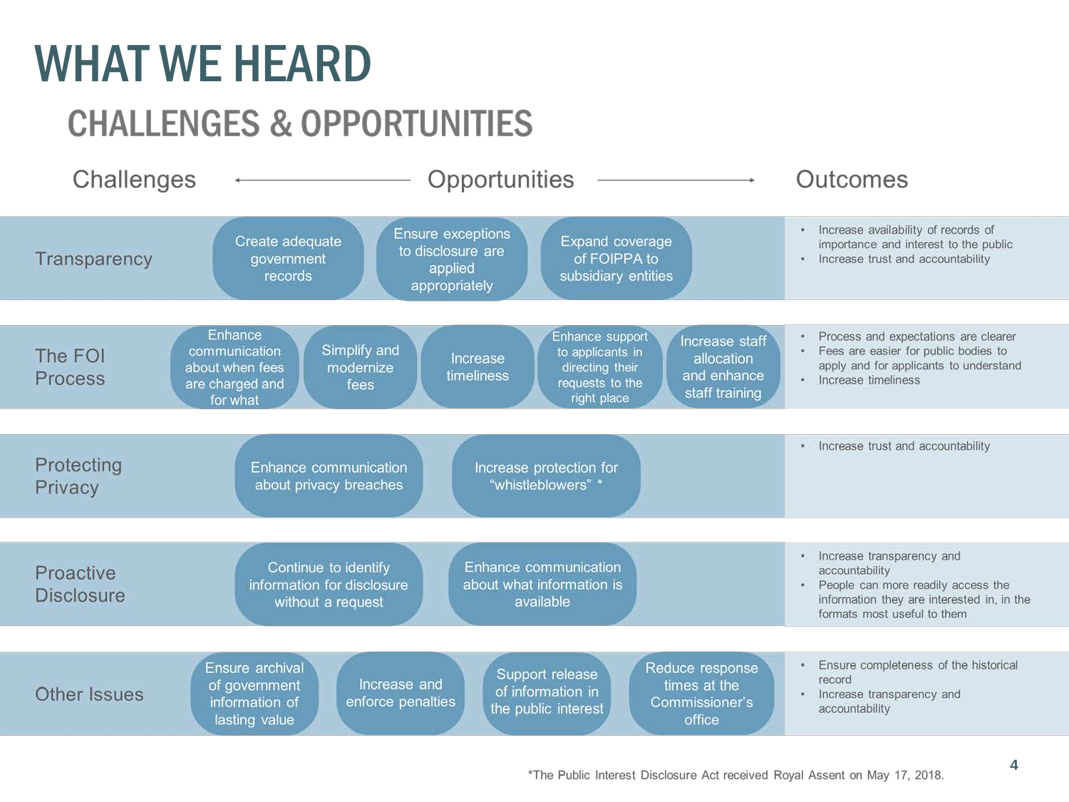# WHAT WE HEARD

## CHALLENGES & OPPORTUNITIES

| Challenges | Opportunities | Outcomes |
|---|---|---|
| Transparency | Create adequate government records; Ensure exceptions to disclosure are applied appropriately; Expand coverage of FOIPPA to subsidiary entities | • Increase availability of records of importance and interest to the public<br>• Increase trust and accountability |
| The FOI Process | Enhance communication about when fees are charged and for what; Simplify and modernize fees; Increase timeliness; Enhance support to applicants in directing their requests to the right place; Increase staff allocation and enhance staff training | • Process and expectations are clearer<br>• Fees are easier for public bodies to apply and for applicants to understand<br>• Increase timeliness |
| Protecting Privacy | Enhance communication about privacy breaches; Increase protection for "whistleblowers" * | • Increase trust and accountability |
| Proactive Disclosure | Continue to identify information for disclosure without a request; Enhance communication about what information is available | • Increase transparency and accountability<br>• People can more readily access the information they are interested in, in the formats most useful to them |
| Other Issues | Ensure archival of government information of lasting value; Increase and enforce penalties; Support release of information in the public interest; Reduce response times at the Commissioner's office | • Ensure completeness of the historical record<br>• Increase transparency and accountability |

*The Public Interest Disclosure Act received Royal Assent on May 17, 2018.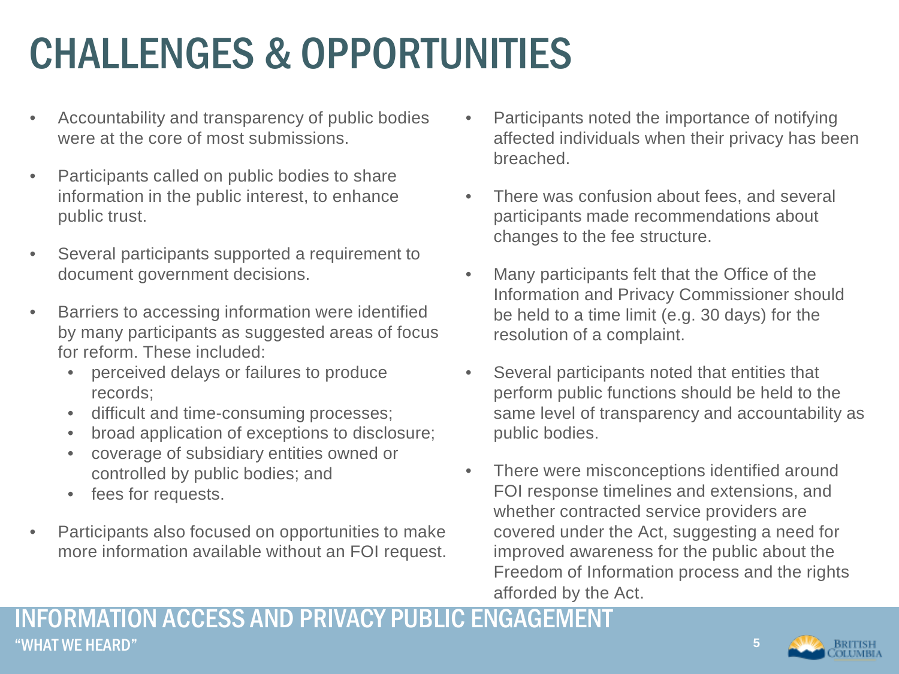# CHALLENGES & OPPORTUNITIES

- Accountability and transparency of public bodies were at the core of most submissions.
- Participants called on public bodies to share information in the public interest, to enhance public trust.
- Several participants supported a requirement to document government decisions.
- Barriers to accessing information were identified by many participants as suggested areas of focus for reform. These included:
  - perceived delays or failures to produce records;
  - difficult and time-consuming processes;
  - broad application of exceptions to disclosure;
  - coverage of subsidiary entities owned or controlled by public bodies; and
  - fees for requests.
- Participants also focused on opportunities to make more information available without an FOI request.
- Participants noted the importance of notifying affected individuals when their privacy has been breached.
- There was confusion about fees, and several participants made recommendations about changes to the fee structure.
- Many participants felt that the Office of the Information and Privacy Commissioner should be held to a time limit (e.g. 30 days) for the resolution of a complaint.
- Several participants noted that entities that perform public functions should be held to the same level of transparency and accountability as public bodies.
- There were misconceptions identified around FOI response timelines and extensions, and whether contracted service providers are covered under the Act, suggesting a need for improved awareness for the public about the Freedom of Information process and the rights afforded by the Act.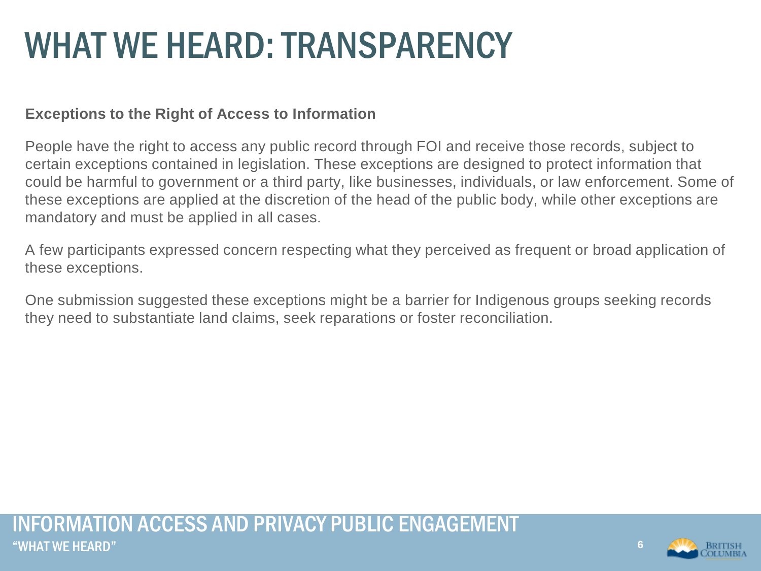# WHAT WE HEARD: TRANSPARENCY

**Exceptions to the Right of Access to Information**

People have the right to access any public record through FOI and receive those records, subject to certain exceptions contained in legislation. These exceptions are designed to protect information that could be harmful to government or a third party, like businesses, individuals, or law enforcement. Some of these exceptions are applied at the discretion of the head of the public body, while other exceptions are mandatory and must be applied in all cases.

A few participants expressed concern respecting what they perceived as frequent or broad application of these exceptions.

One submission suggested these exceptions might be a barrier for Indigenous groups seeking records they need to substantiate land claims, seek reparations or foster reconciliation.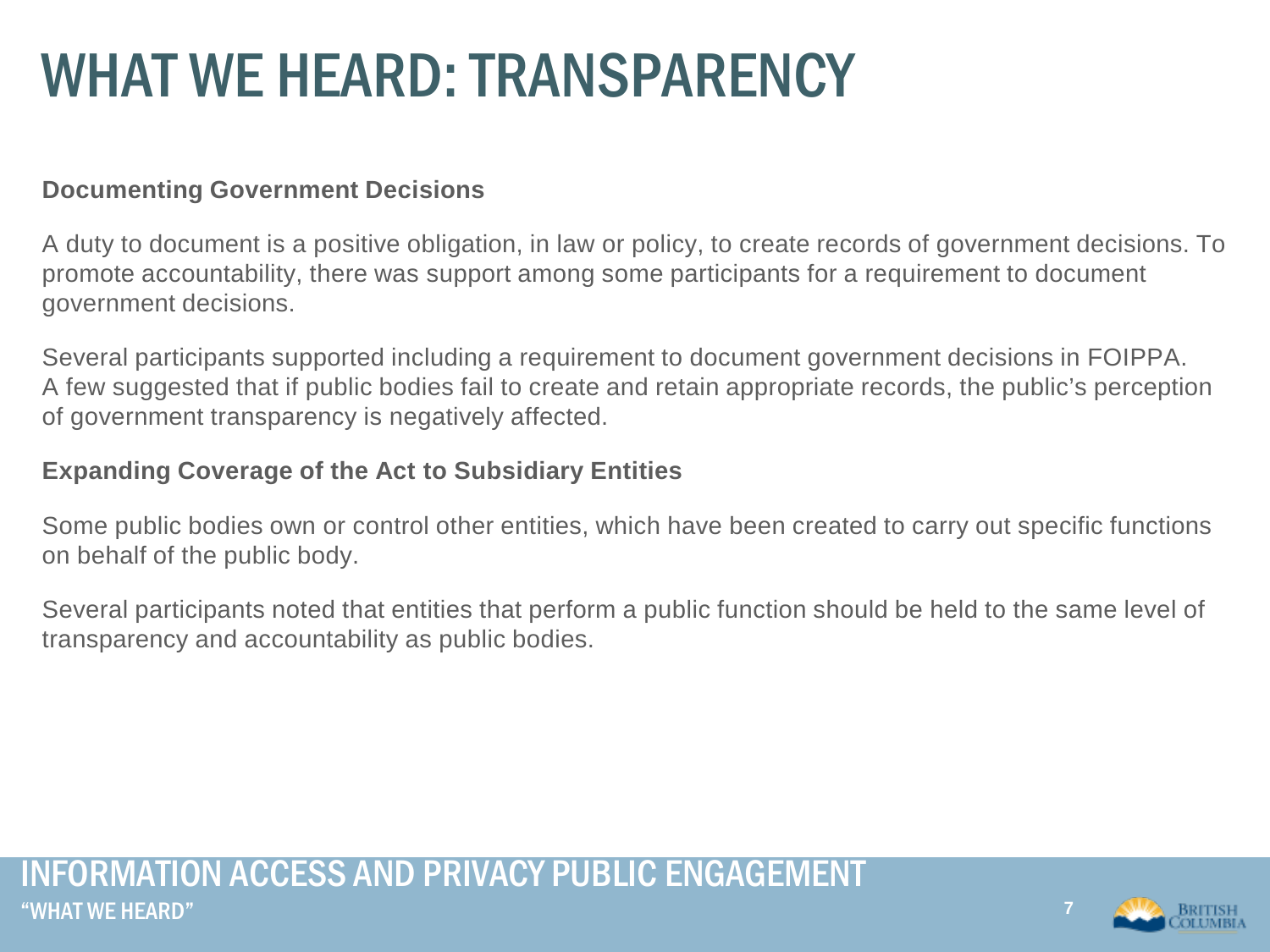# WHAT WE HEARD: TRANSPARENCY

**Documenting Government Decisions**

A duty to document is a positive obligation, in law or policy, to create records of government decisions. To promote accountability, there was support among some participants for a requirement to document government decisions.

Several participants supported including a requirement to document government decisions in FOIPPA. A few suggested that if public bodies fail to create and retain appropriate records, the public's perception of government transparency is negatively affected.

**Expanding Coverage of the Act to Subsidiary Entities**

Some public bodies own or control other entities, which have been created to carry out specific functions on behalf of the public body.

Several participants noted that entities that perform a public function should be held to the same level of transparency and accountability as public bodies.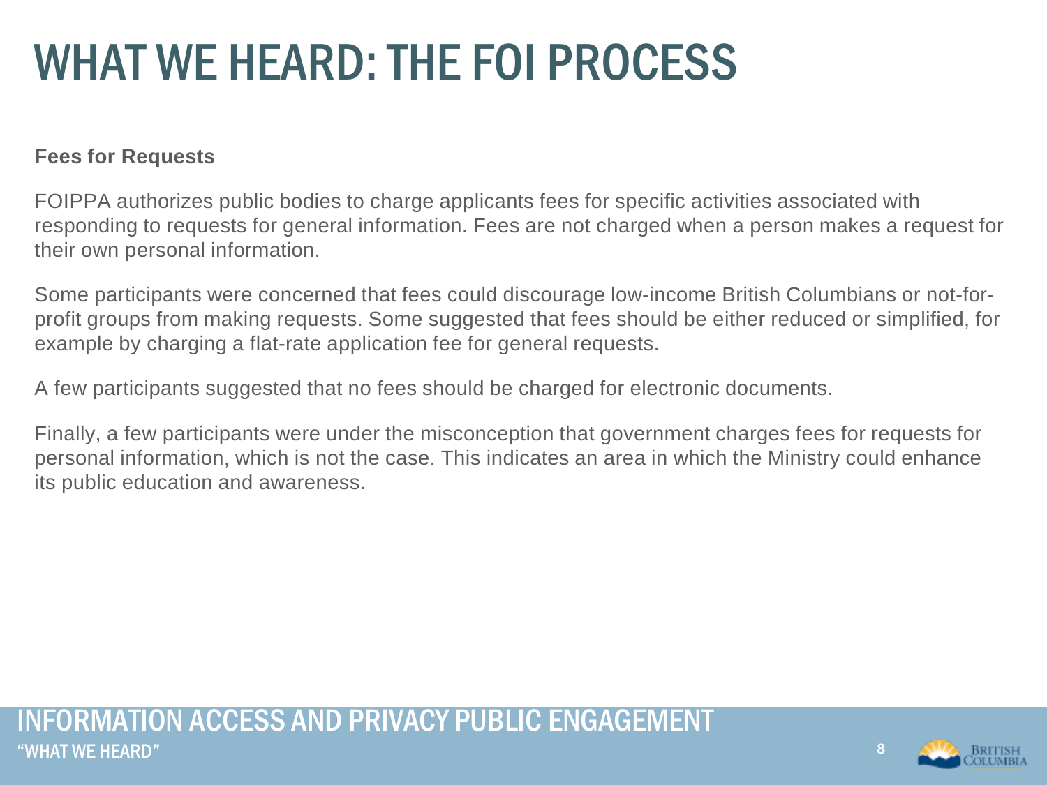# WHAT WE HEARD: THE FOI PROCESS

**Fees for Requests**

FOIPPA authorizes public bodies to charge applicants fees for specific activities associated with responding to requests for general information. Fees are not charged when a person makes a request for their own personal information.

Some participants were concerned that fees could discourage low-income British Columbians or not-for-profit groups from making requests. Some suggested that fees should be either reduced or simplified, for example by charging a flat-rate application fee for general requests.

A few participants suggested that no fees should be charged for electronic documents.

Finally, a few participants were under the misconception that government charges fees for requests for personal information, which is not the case. This indicates an area in which the Ministry could enhance its public education and awareness.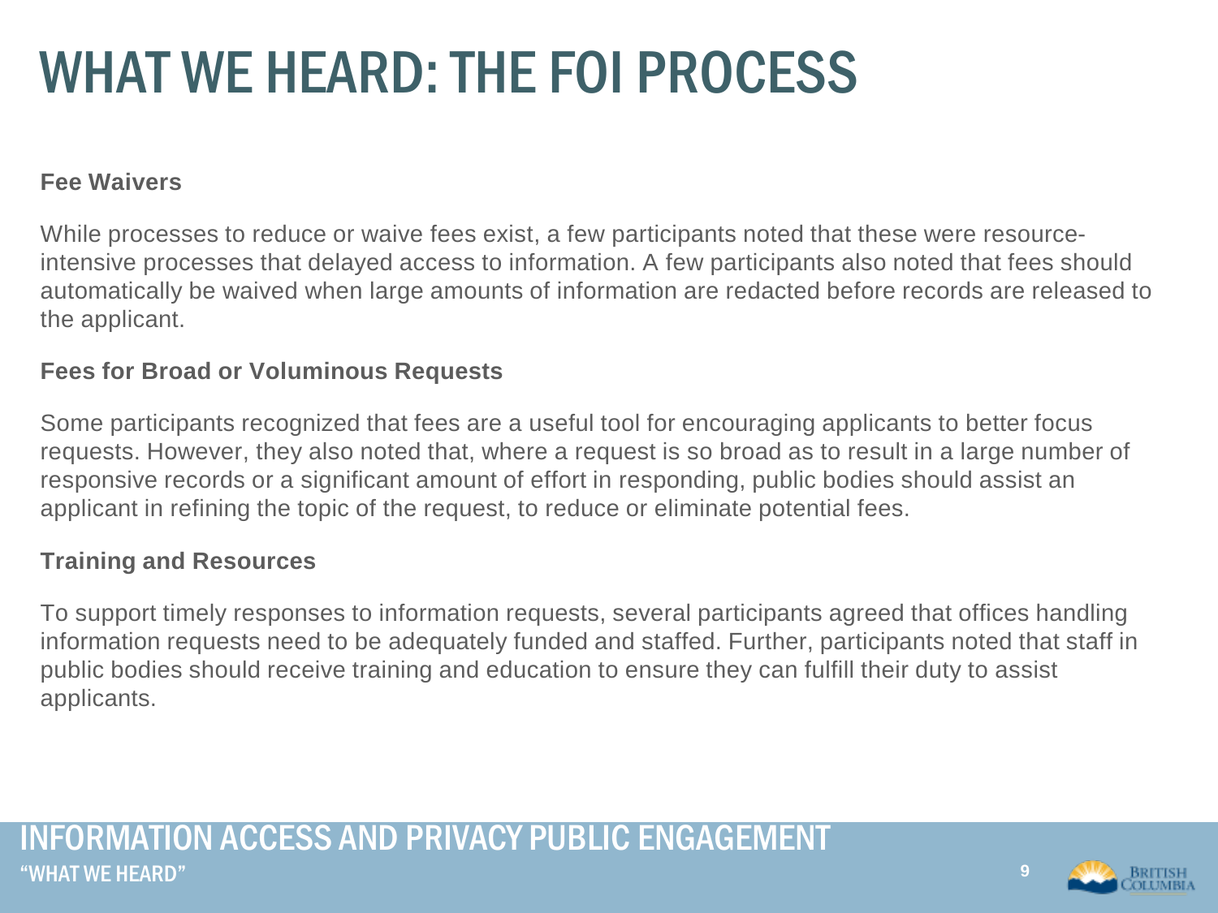# WHAT WE HEARD: THE FOI PROCESS

**Fee Waivers**

While processes to reduce or waive fees exist, a few participants noted that these were resource-intensive processes that delayed access to information. A few participants also noted that fees should automatically be waived when large amounts of information are redacted before records are released to the applicant.

**Fees for Broad or Voluminous Requests**

Some participants recognized that fees are a useful tool for encouraging applicants to better focus requests. However, they also noted that, where a request is so broad as to result in a large number of responsive records or a significant amount of effort in responding, public bodies should assist an applicant in refining the topic of the request, to reduce or eliminate potential fees.

**Training and Resources**

To support timely responses to information requests, several participants agreed that offices handling information requests need to be adequately funded and staffed. Further, participants noted that staff in public bodies should receive training and education to ensure they can fulfill their duty to assist applicants.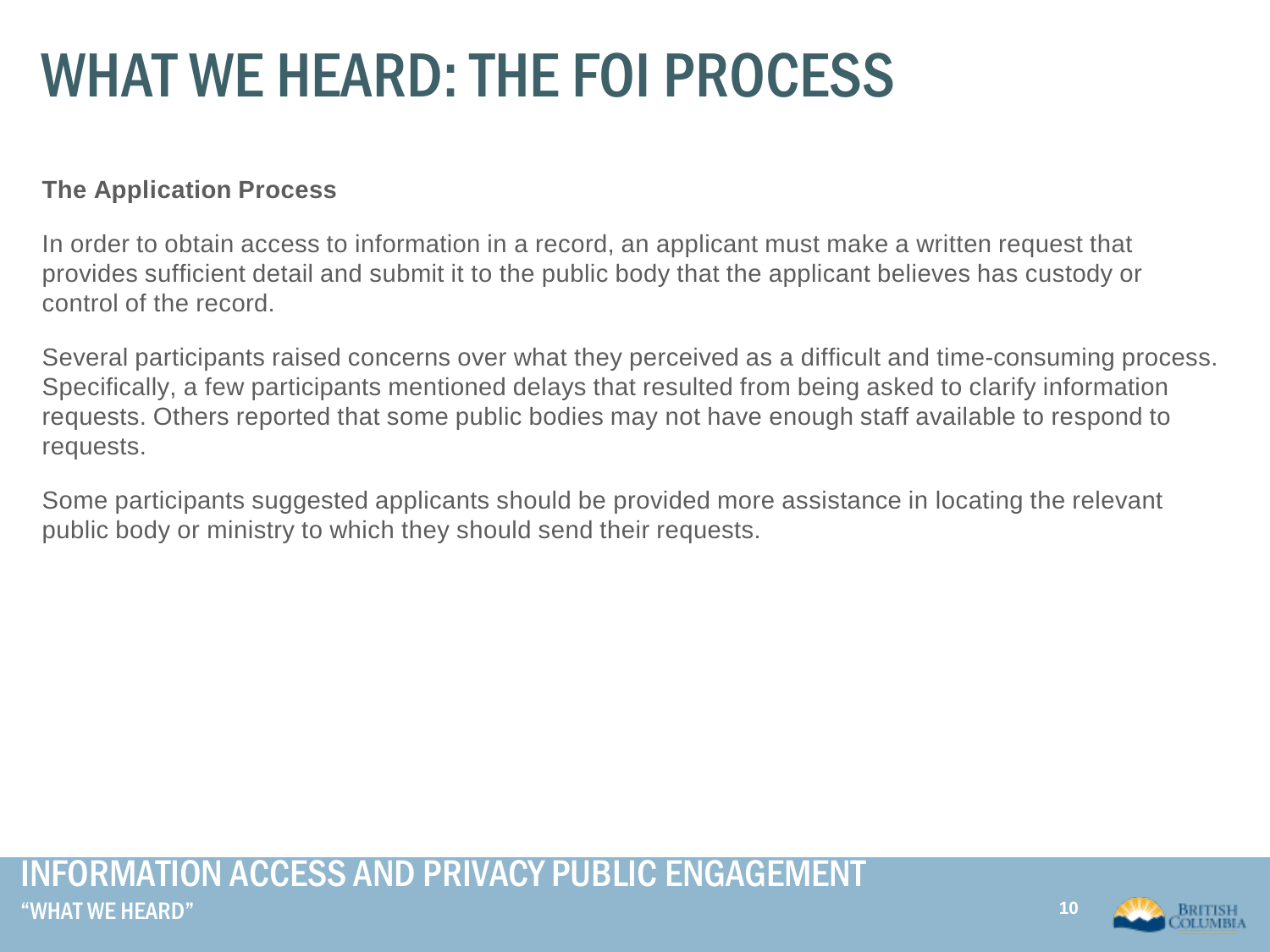# WHAT WE HEARD: THE FOI PROCESS

**The Application Process**

In order to obtain access to information in a record, an applicant must make a written request that provides sufficient detail and submit it to the public body that the applicant believes has custody or control of the record.

Several participants raised concerns over what they perceived as a difficult and time-consuming process. Specifically, a few participants mentioned delays that resulted from being asked to clarify information requests. Others reported that some public bodies may not have enough staff available to respond to requests.

Some participants suggested applicants should be provided more assistance in locating the relevant public body or ministry to which they should send their requests.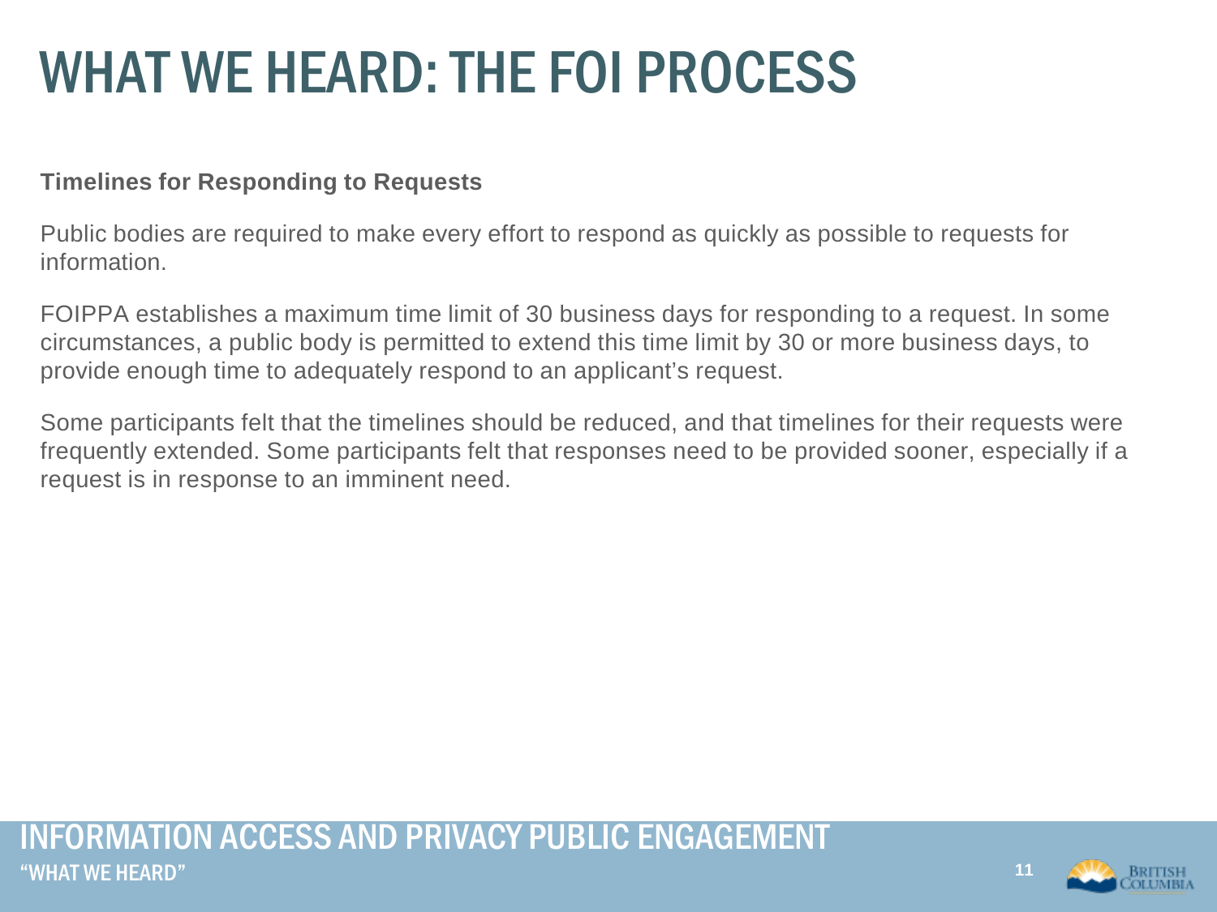# WHAT WE HEARD: THE FOI PROCESS

**Timelines for Responding to Requests**

Public bodies are required to make every effort to respond as quickly as possible to requests for information.

FOIPPA establishes a maximum time limit of 30 business days for responding to a request. In some circumstances, a public body is permitted to extend this time limit by 30 or more business days, to provide enough time to adequately respond to an applicant's request.

Some participants felt that the timelines should be reduced, and that timelines for their requests were frequently extended. Some participants felt that responses need to be provided sooner, especially if a request is in response to an imminent need.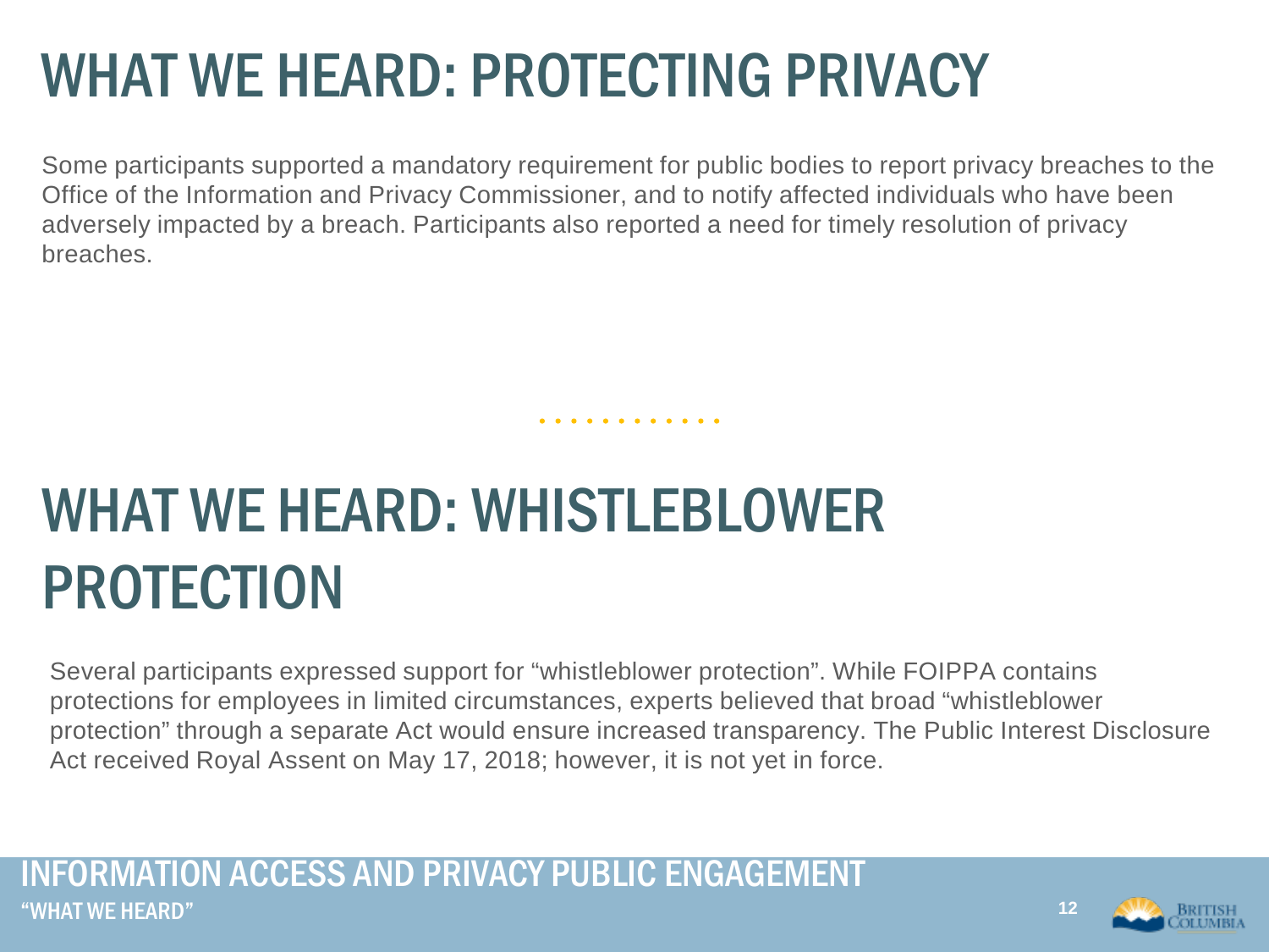# WHAT WE HEARD: PROTECTING PRIVACY

Some participants supported a mandatory requirement for public bodies to report privacy breaches to the Office of the Information and Privacy Commissioner, and to notify affected individuals who have been adversely impacted by a breach. Participants also reported a need for timely resolution of privacy breaches.

# WHAT WE HEARD: WHISTLEBLOWER PROTECTION

Several participants expressed support for "whistleblower protection". While FOIPPA contains protections for employees in limited circumstances, experts believed that broad "whistleblower protection" through a separate Act would ensure increased transparency. The Public Interest Disclosure Act received Royal Assent on May 17, 2018; however, it is not yet in force.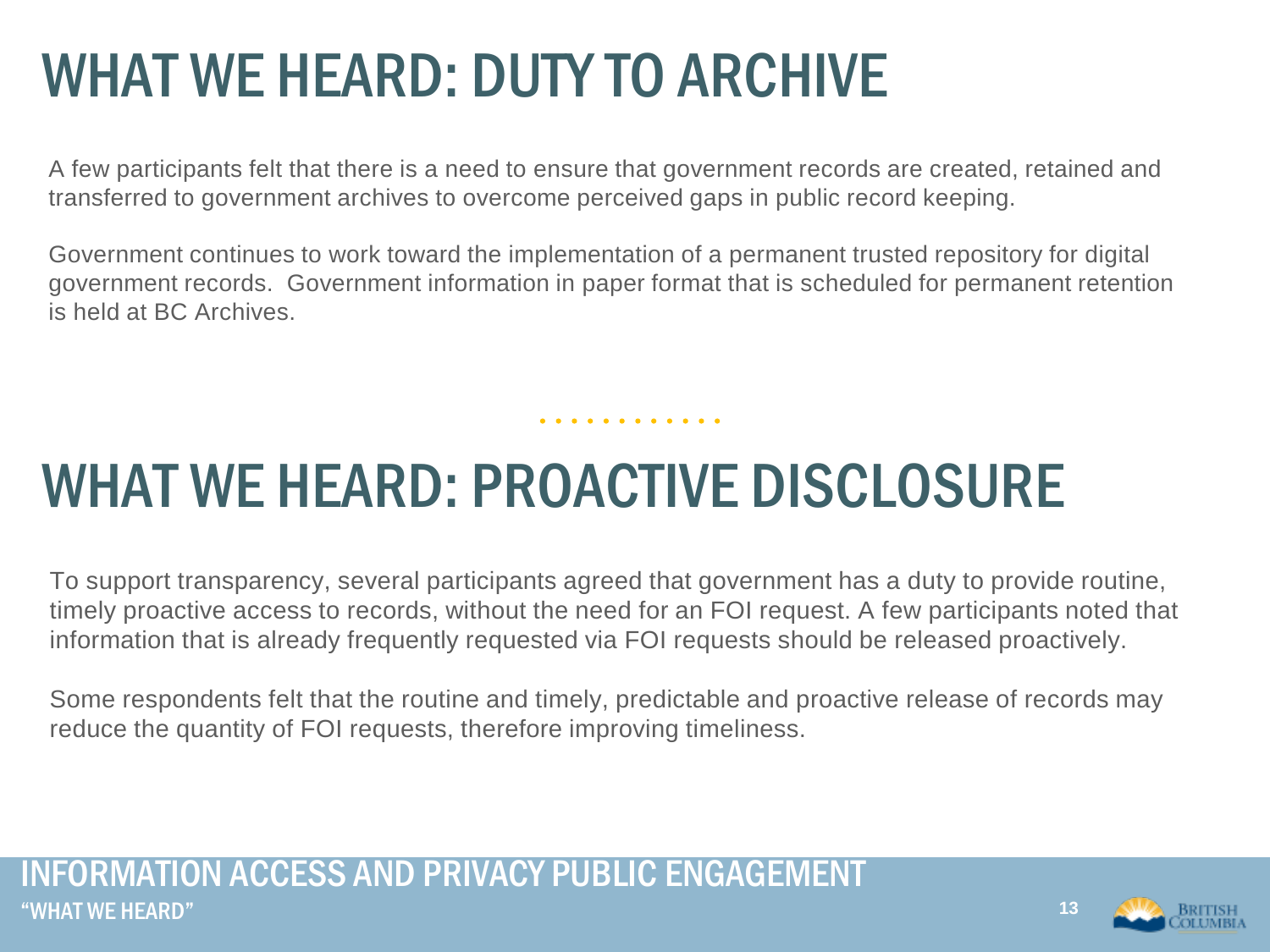# WHAT WE HEARD: DUTY TO ARCHIVE

A few participants felt that there is a need to ensure that government records are created, retained and transferred to government archives to overcome perceived gaps in public record keeping.

Government continues to work toward the implementation of a permanent trusted repository for digital government records. Government information in paper format that is scheduled for permanent retention is held at BC Archives.

# WHAT WE HEARD: PROACTIVE DISCLOSURE

To support transparency, several participants agreed that government has a duty to provide routine, timely proactive access to records, without the need for an FOI request. A few participants noted that information that is already frequently requested via FOI requests should be released proactively.

Some respondents felt that the routine and timely, predictable and proactive release of records may reduce the quantity of FOI requests, therefore improving timeliness.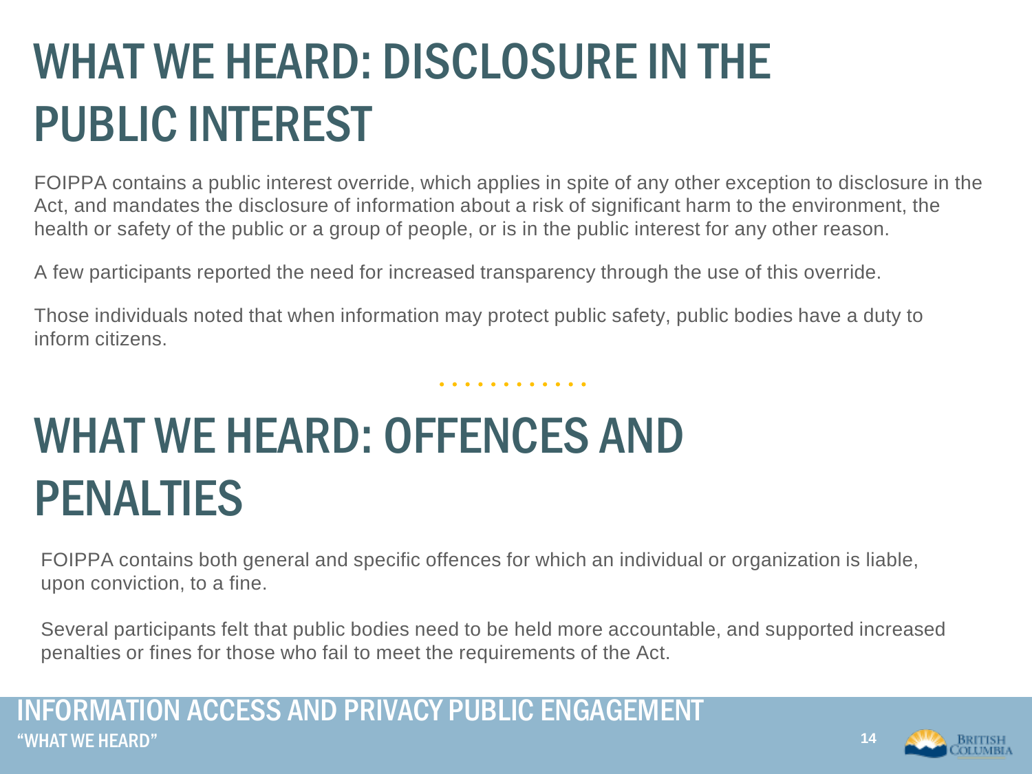# WHAT WE HEARD: DISCLOSURE IN THE PUBLIC INTEREST

FOIPPA contains a public interest override, which applies in spite of any other exception to disclosure in the Act, and mandates the disclosure of information about a risk of significant harm to the environment, the health or safety of the public or a group of people, or is in the public interest for any other reason.

A few participants reported the need for increased transparency through the use of this override.

Those individuals noted that when information may protect public safety, public bodies have a duty to inform citizens.

# WHAT WE HEARD: OFFENCES AND PENALTIES

FOIPPA contains both general and specific offences for which an individual or organization is liable, upon conviction, to a fine.

Several participants felt that public bodies need to be held more accountable, and supported increased penalties or fines for those who fail to meet the requirements of the Act.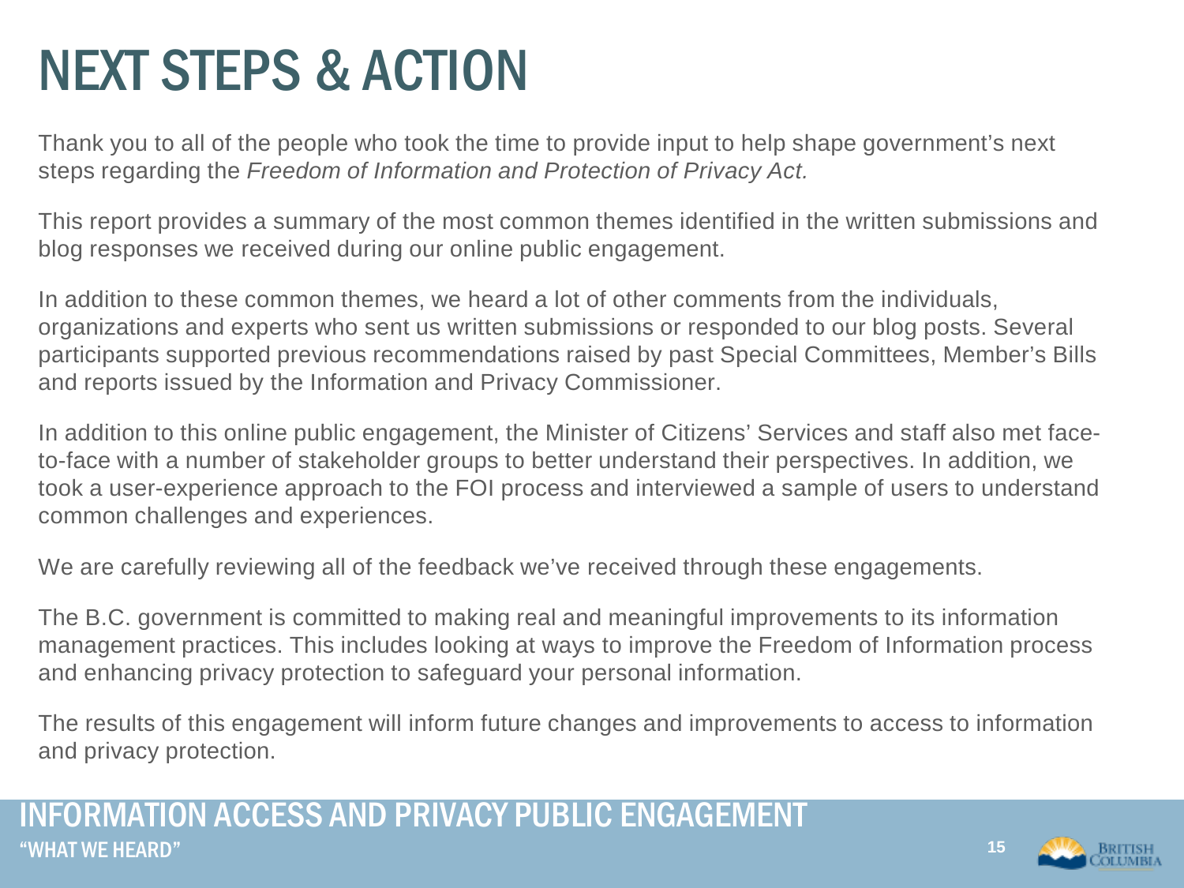# NEXT STEPS & ACTION

Thank you to all of the people who took the time to provide input to help shape government's next steps regarding the *Freedom of Information and Protection of Privacy Act.*

This report provides a summary of the most common themes identified in the written submissions and blog responses we received during our online public engagement.

In addition to these common themes, we heard a lot of other comments from the individuals, organizations and experts who sent us written submissions or responded to our blog posts. Several participants supported previous recommendations raised by past Special Committees, Member's Bills and reports issued by the Information and Privacy Commissioner.

In addition to this online public engagement, the Minister of Citizens' Services and staff also met face-to-face with a number of stakeholder groups to better understand their perspectives. In addition, we took a user-experience approach to the FOI process and interviewed a sample of users to understand common challenges and experiences.

We are carefully reviewing all of the feedback we've received through these engagements.

The B.C. government is committed to making real and meaningful improvements to its information management practices. This includes looking at ways to improve the Freedom of Information process and enhancing privacy protection to safeguard your personal information.

The results of this engagement will inform future changes and improvements to access to information and privacy protection.